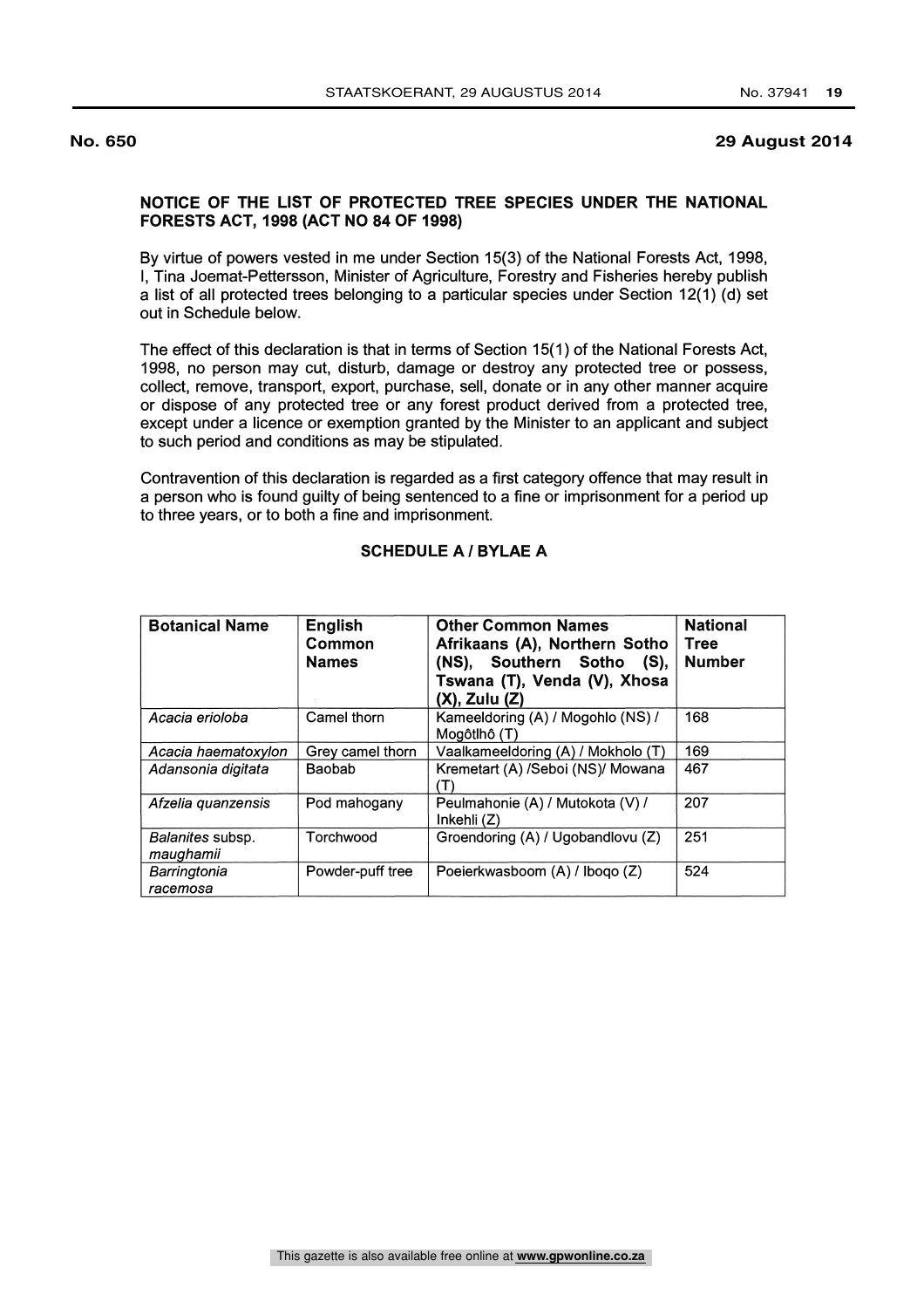**No. 650** **29 August 2014**

## NOTICE OF THE LIST OF PROTECTED TREE SPECIES UNDER THE NATIONAL FORESTS ACT, 1998 (ACT NO 84 OF 1998)

By virtue of powers vested in me under Section 15(3) of the National Forests Act, 1998, I, Tina Joemat-Pettersson, Minister of Agriculture, Forestry and Fisheries hereby publish a list of all protected trees belonging to a particular species under Section 12(1) (d) set out in Schedule below.

The effect of this declaration is that in terms of Section 15(1) of the National Forests Act, 1998, no person may cut, disturb, damage or destroy any protected tree or possess, collect, remove, transport, export, purchase, sell, donate or in any other manner acquire or dispose of any protected tree or any forest product derived from a protected tree, except under a licence or exemption granted by the Minister to an applicant and subject to such period and conditions as may be stipulated.

Contravention of this declaration is regarded as a first category offence that may result in a person who is found guilty of being sentenced to a fine or imprisonment for a period up to three years, or to both a fine and imprisonment.

### SCHEDULE A / BYLAE A

| **Botanical Name** | **English Common Names** | **Other Common Names Afrikaans (A), Northern Sotho (NS), Southern Sotho (S), Tswana (T), Venda (V), Xhosa (X), Zulu (Z)** | **National Tree Number** |
|---|---|---|---|
| *Acacia erioloba* | Camel thorn | Kameeldoring (A) / Mogohlo (NS) / Mogôtlhô (T) | 168 |
| *Acacia haematoxylon* | Grey camel thorn | Vaalkameeldoring (A) / Mokholo (T) | 169 |
| *Adansonia digitata* | Baobab | Kremetart (A) /Seboi (NS)/ Mowana (T) | 467 |
| *Afzelia quanzensis* | Pod mahogany | Peulmahonie (A) / Mutokota (V) / Inkehli (Z) | 207 |
| *Balanites* subsp. *maughamii* | Torchwood | Groendoring (A) / Ugobandlovu (Z) | 251 |
| *Barringtonia racemosa* | Powder-puff tree | Poeierkwasboom (A) / Iboqo (Z) | 524 |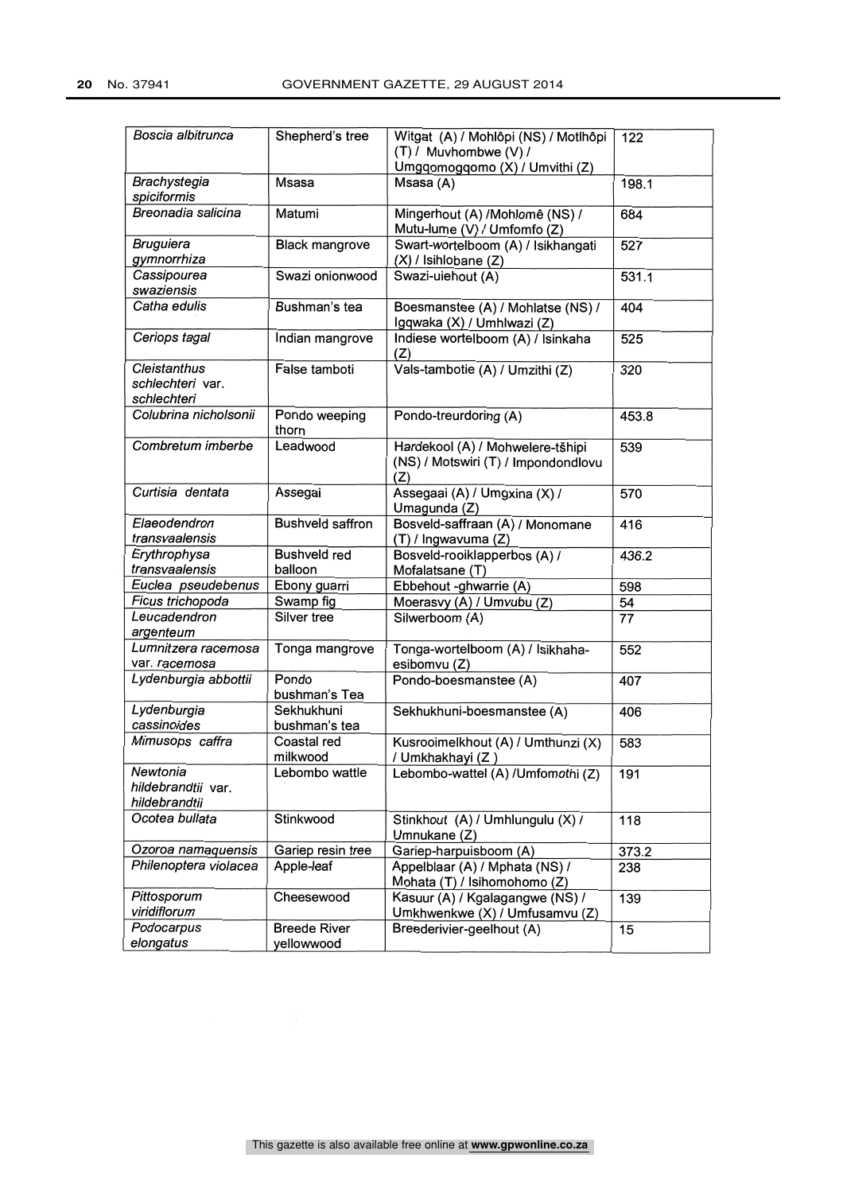| | | | |
|---|---|---|---|
| *Boscia albitrunca* | Shepherd's tree | Witgat (A) / Mohlôpi (NS) / Motlhôpi (T) / Muvhombwe (V) / Umgqomogqomo (X) / Umvithi (Z) | 122 |
| *Brachystegia spiciformis* | Msasa | Msasa (A) | 198.1 |
| *Breonadia salicina* | Matumi | Mingerhout (A) /Mohlomê (NS) / Mutu-lume (V) / Umfomfo (Z) | 684 |
| *Bruguiera gymnorrhiza* | Black mangrove | Swart-wortelboom (A) / Isikhangati (X) / Isihlobane (Z) | 527 |
| *Cassipourea swaziensis* | Swazi onionwood | Swazi-uiehout (A) | 531.1 |
| *Catha edulis* | Bushman's tea | Boesmanstee (A) / Mohlatse (NS) / Igqwaka (X) / Umhlwazi (Z) | 404 |
| *Ceriops tagal* | Indian mangrove | Indiese wortelboom (A) / Isinkaha (Z) | 525 |
| *Cleistanthus schlechteri* var. *schlechteri* | False tamboti | Vals-tambotie (A) / Umzithi (Z) | 320 |
| *Colubrina nicholsonii* | Pondo weeping thorn | Pondo-treurdoring (A) | 453.8 |
| *Combretum imberbe* | Leadwood | Hardekool (A) / Mohwelere-tšhipi (NS) / Motswiri (T) / Impondondlovu (Z) | 539 |
| *Curtisia dentata* | Assegai | Assegaai (A) / Umgxina (X) / Umagunda (Z) | 570 |
| *Elaeodendron transvaalensis* | Bushveld saffron | Bosveld-saffraan (A) / Monomane (T) / Ingwavuma (Z) | 416 |
| *Erythrophysa transvaalensis* | Bushveld red balloon | Bosveld-rooiklapperbos (A) / Mofalatsane (T) | 436.2 |
| *Euclea pseudebenus* | Ebony guarri | Ebbehout -ghwarrie (A) | 598 |
| *Ficus trichopoda* | Swamp fig | Moerasvy (A) / Umvubu (Z) | 54 |
| *Leucadendron argenteum* | Silver tree | Silwerboom (A) | 77 |
| *Lumnitzera racemosa* var. *racemosa* | Tonga mangrove | Tonga-wortelboom (A) / Isikhaha-esibomvu (Z) | 552 |
| *Lydenburgia abbottii* | Pondo bushman's Tea | Pondo-boesmanstee (A) | 407 |
| *Lydenburgia cassinoides* | Sekhukhuni bushman's tea | Sekhukhuni-boesmanstee (A) | 406 |
| *Mimusops caffra* | Coastal red milkwood | Kusrooimelkhout (A) / Umthunzi (X) / Umkhakhayi (Z ) | 583 |
| *Newtonia hildebrandtii* var. *hildebrandtii* | Lebombo wattle | Lebombo-wattel (A) /Umfomothi (Z) | 191 |
| *Ocotea bullata* | Stinkwood | Stinkhout (A) / Umhlungulu (X) / Umnukane (Z) | 118 |
| *Ozoroa namaquensis* | Gariep resin tree | Gariep-harpuisboom (A) | 373.2 |
| *Philenoptera violacea* | Apple-leaf | Appelblaar (A) / Mphata (NS) / Mohata (T) / Isihomohomo (Z) | 238 |
| *Pittosporum viridiflorum* | Cheesewood | Kasuur (A) / Kgalagangwe (NS) / Umkhwenkwe (X) / Umfusamvu (Z) | 139 |
| *Podocarpus elongatus* | Breede River yellowwood | Breederivier-geelhout (A) | 15 |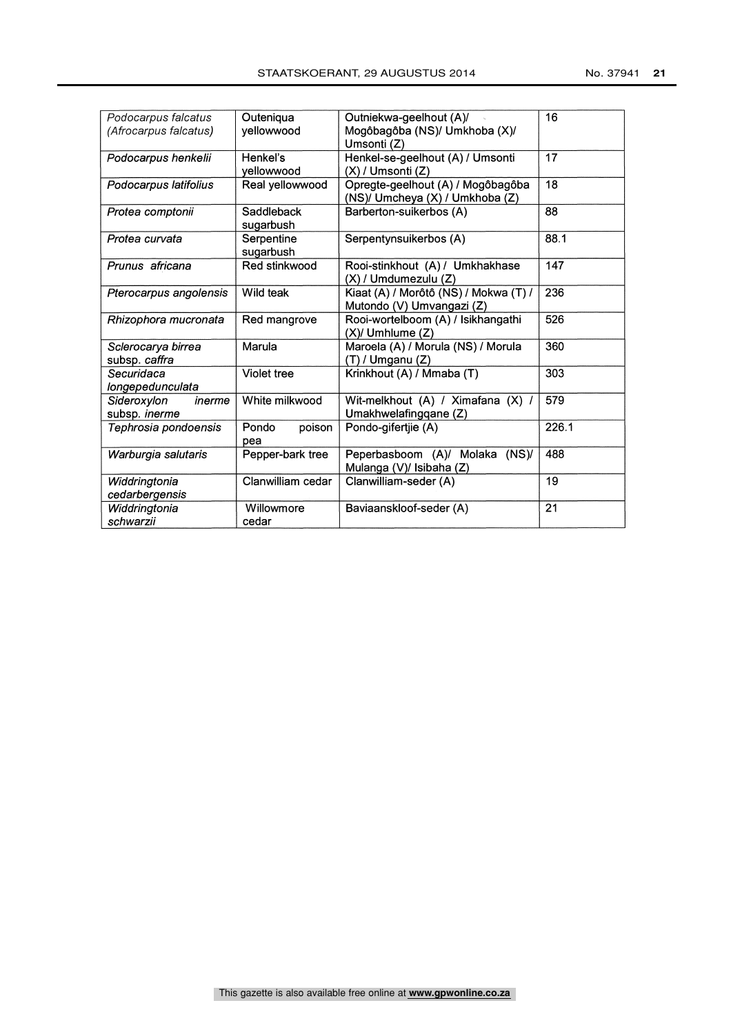| | | | |
|---|---|---|---|
| *Podocarpus falcatus (Afrocarpus falcatus)* | Outeniqua yellowwood | Outniekwa-geelhout (A)/ Mogôbagôba (NS)/ Umkhoba (X)/ Umsonti (Z) | 16 |
| *Podocarpus henkelii* | Henkel's yellowwood | Henkel-se-geelhout (A) / Umsonti (X) / Umsonti (Z) | 17 |
| *Podocarpus latifolius* | Real yellowwood | Opregte-geelhout (A) / Mogôbagôba (NS)/ Umcheya (X) / Umkhoba (Z) | 18 |
| *Protea comptonii* | Saddleback sugarbush | Barberton-suikerbos (A) | 88 |
| *Protea curvata* | Serpentine sugarbush | Serpentynsuikerbos (A) | 88.1 |
| *Prunus africana* | Red stinkwood | Rooi-stinkhout (A) / Umkhakhase (X) / Umdumezulu (Z) | 147 |
| *Pterocarpus angolensis* | Wild teak | Kiaat (A) / Morôtô (NS) / Mokwa (T) / Mutondo (V) Umvangazi (Z) | 236 |
| *Rhizophora mucronata* | Red mangrove | Rooi-wortelboom (A) / Isikhangathi (X)/ Umhlume (Z) | 526 |
| *Sclerocarya birrea* subsp. *caffra* | Marula | Maroela (A) / Morula (NS) / Morula (T) / Umganu (Z) | 360 |
| *Securidaca longepedunculata* | Violet tree | Krinkhout (A) / Mmaba (T) | 303 |
| *Sideroxylon inerme* subsp. *inerme* | White milkwood | Wit-melkhout (A) / Ximafana (X) / Umakhwelafingqane (Z) | 579 |
| *Tephrosia pondoensis* | Pondo poison pea | Pondo-gifertjie (A) | 226.1 |
| *Warburgia salutaris* | Pepper-bark tree | Peperbasboom (A)/ Molaka (NS)/ Mulanga (V)/ Isibaha (Z) | 488 |
| *Widdringtonia cedarbergensis* | Clanwilliam cedar | Clanwilliam-seder (A) | 19 |
| *Widdringtonia schwarzii* | Willowmore cedar | Baviaanskloof-seder (A) | 21 |